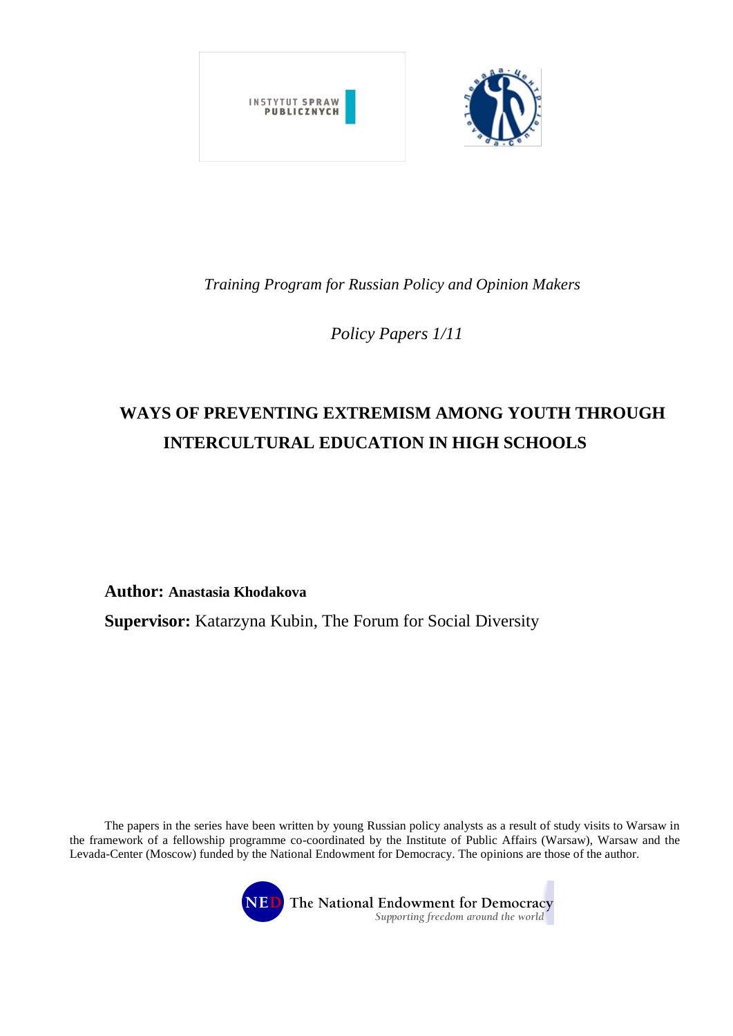INSTYTUT SPRAW PUBLICZNYCH

*Training Program for Russian Policy and Opinion Makers*

*Policy Papers 1/11*

# WAYS OF PREVENTING EXTREMISM AMONG YOUTH THROUGH INTERCULTURAL EDUCATION IN HIGH SCHOOLS

**Author: Anastasia Khodakova**

**Supervisor:** Katarzyna Kubin, The Forum for Social Diversity

The papers in the series have been written by young Russian policy analysts as a result of study visits to Warsaw in the framework of a fellowship programme co-coordinated by the Institute of Public Affairs (Warsaw), Warsaw and the Levada-Center (Moscow) funded by the National Endowment for Democracy. The opinions are those of the author.

NED The National Endowment for Democracy
*Supporting freedom around the world*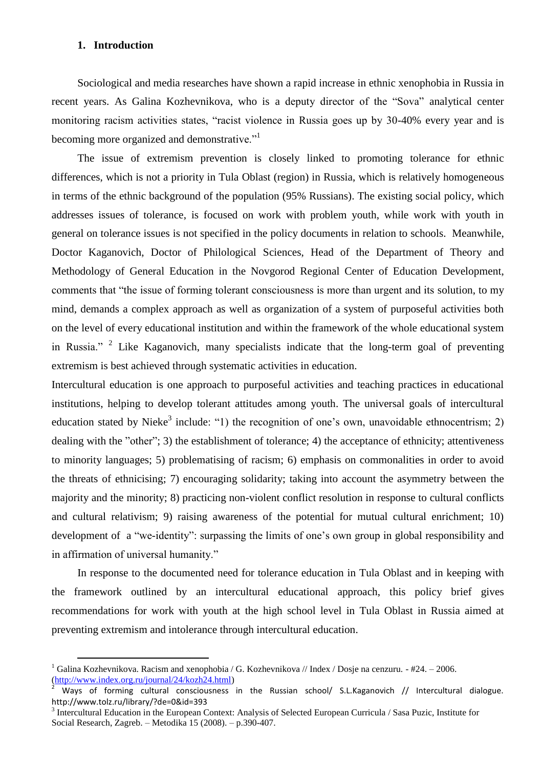## 1. Introduction

Sociological and media researches have shown a rapid increase in ethnic xenophobia in Russia in recent years. As Galina Kozhevnikova, who is a deputy director of the "Sova" analytical center monitoring racism activities states, "racist violence in Russia goes up by 30-40% every year and is becoming more organized and demonstrative."[1]

The issue of extremism prevention is closely linked to promoting tolerance for ethnic differences, which is not a priority in Tula Oblast (region) in Russia, which is relatively homogeneous in terms of the ethnic background of the population (95% Russians). The existing social policy, which addresses issues of tolerance, is focused on work with problem youth, while work with youth in general on tolerance issues is not specified in the policy documents in relation to schools. Meanwhile, Doctor Kaganovich, Doctor of Philological Sciences, Head of the Department of Theory and Methodology of General Education in the Novgorod Regional Center of Education Development, comments that "the issue of forming tolerant consciousness is more than urgent and its solution, to my mind, demands a complex approach as well as organization of a system of purposeful activities both on the level of every educational institution and within the framework of the whole educational system in Russia."[2] Like Kaganovich, many specialists indicate that the long-term goal of preventing extremism is best achieved through systematic activities in education.

Intercultural education is one approach to purposeful activities and teaching practices in educational institutions, helping to develop tolerant attitudes among youth. The universal goals of intercultural education stated by Nieke[3] include: "1) the recognition of one's own, unavoidable ethnocentrism; 2) dealing with the "other"; 3) the establishment of tolerance; 4) the acceptance of ethnicity; attentiveness to minority languages; 5) problematising of racism; 6) emphasis on commonalities in order to avoid the threats of ethnicising; 7) encouraging solidarity; taking into account the asymmetry between the majority and the minority; 8) practicing non-violent conflict resolution in response to cultural conflicts and cultural relativism; 9) raising awareness of the potential for mutual cultural enrichment; 10) development of a "we-identity": surpassing the limits of one's own group in global responsibility and in affirmation of universal humanity."

In response to the documented need for tolerance education in Tula Oblast and in keeping with the framework outlined by an intercultural educational approach, this policy brief gives recommendations for work with youth at the high school level in Tula Oblast in Russia aimed at preventing extremism and intolerance through intercultural education.

---

[1] Galina Kozhevnikova. Racism and xenophobia / G. Kozhevnikova // Index / Dosje na cenzuru. - #24. – 2006. (http://www.index.org.ru/journal/24/kozh24.html)

[2] Ways of forming cultural consciousness in the Russian school/ S.L.Kaganovich // Intercultural dialogue. http://www.tolz.ru/library/?de=0&id=393

[3] Intercultural Education in the European Context: Analysis of Selected European Curricula / Sasa Puzic, Institute for Social Research, Zagreb. – Metodika 15 (2008). – p.390-407.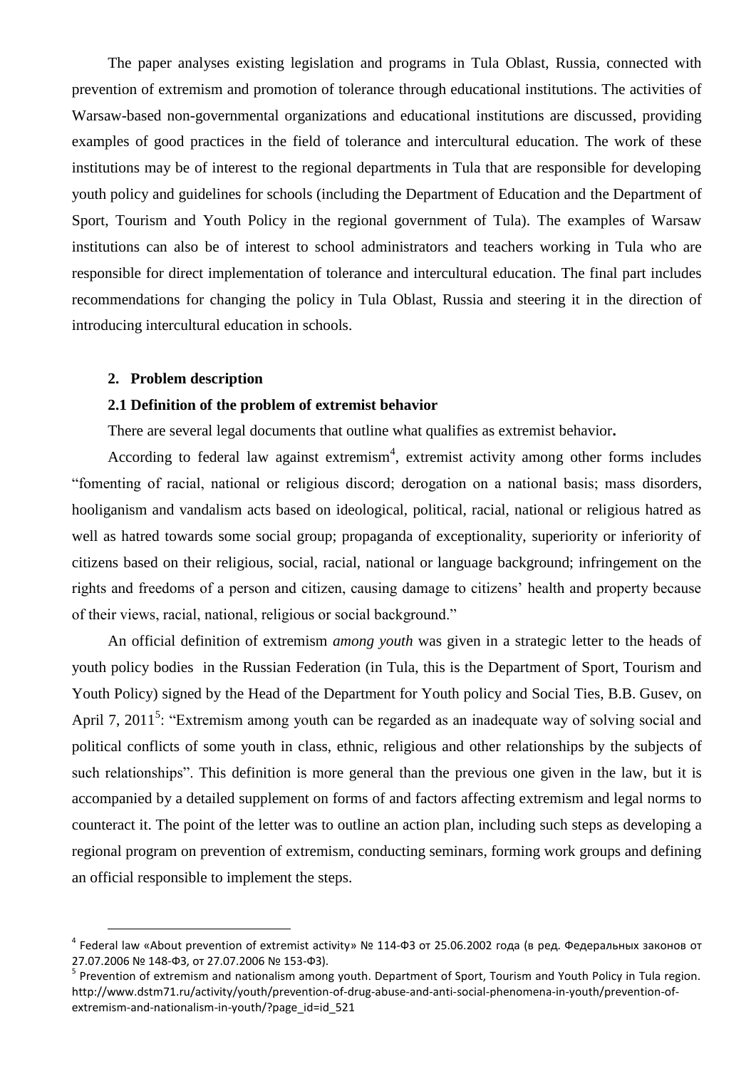The paper analyses existing legislation and programs in Tula Oblast, Russia, connected with prevention of extremism and promotion of tolerance through educational institutions. The activities of Warsaw-based non-governmental organizations and educational institutions are discussed, providing examples of good practices in the field of tolerance and intercultural education. The work of these institutions may be of interest to the regional departments in Tula that are responsible for developing youth policy and guidelines for schools (including the Department of Education and the Department of Sport, Tourism and Youth Policy in the regional government of Tula). The examples of Warsaw institutions can also be of interest to school administrators and teachers working in Tula who are responsible for direct implementation of tolerance and intercultural education. The final part includes recommendations for changing the policy in Tula Oblast, Russia and steering it in the direction of introducing intercultural education in schools.

## 2. Problem description

### 2.1 Definition of the problem of extremist behavior

There are several legal documents that outline what qualifies as extremist behavior**.**

According to federal law against extremism[4], extremist activity among other forms includes "fomenting of racial, national or religious discord; derogation on a national basis; mass disorders, hooliganism and vandalism acts based on ideological, political, racial, national or religious hatred as well as hatred towards some social group; propaganda of exceptionality, superiority or inferiority of citizens based on their religious, social, racial, national or language background; infringement on the rights and freedoms of a person and citizen, causing damage to citizens' health and property because of their views, racial, national, religious or social background."

An official definition of extremism *among youth* was given in a strategic letter to the heads of youth policy bodies in the Russian Federation (in Tula, this is the Department of Sport, Tourism and Youth Policy) signed by the Head of the Department for Youth policy and Social Ties, B.B. Gusev, on April 7, 2011[5]: "Extremism among youth can be regarded as an inadequate way of solving social and political conflicts of some youth in class, ethnic, religious and other relationships by the subjects of such relationships". This definition is more general than the previous one given in the law, but it is accompanied by a detailed supplement on forms of and factors affecting extremism and legal norms to counteract it. The point of the letter was to outline an action plan, including such steps as developing a regional program on prevention of extremism, conducting seminars, forming work groups and defining an official responsible to implement the steps.

---

[4] Federal law «About prevention of extremist activity» № 114-ФЗ от 25.06.2002 года (в ред. Федеральных законов от 27.07.2006 № 148-ФЗ, от 27.07.2006 № 153-ФЗ).

[5] Prevention of extremism and nationalism among youth. Department of Sport, Tourism and Youth Policy in Tula region. http://www.dstm71.ru/activity/youth/prevention-of-drug-abuse-and-anti-social-phenomena-in-youth/prevention-of-extremism-and-nationalism-in-youth/?page_id=id_521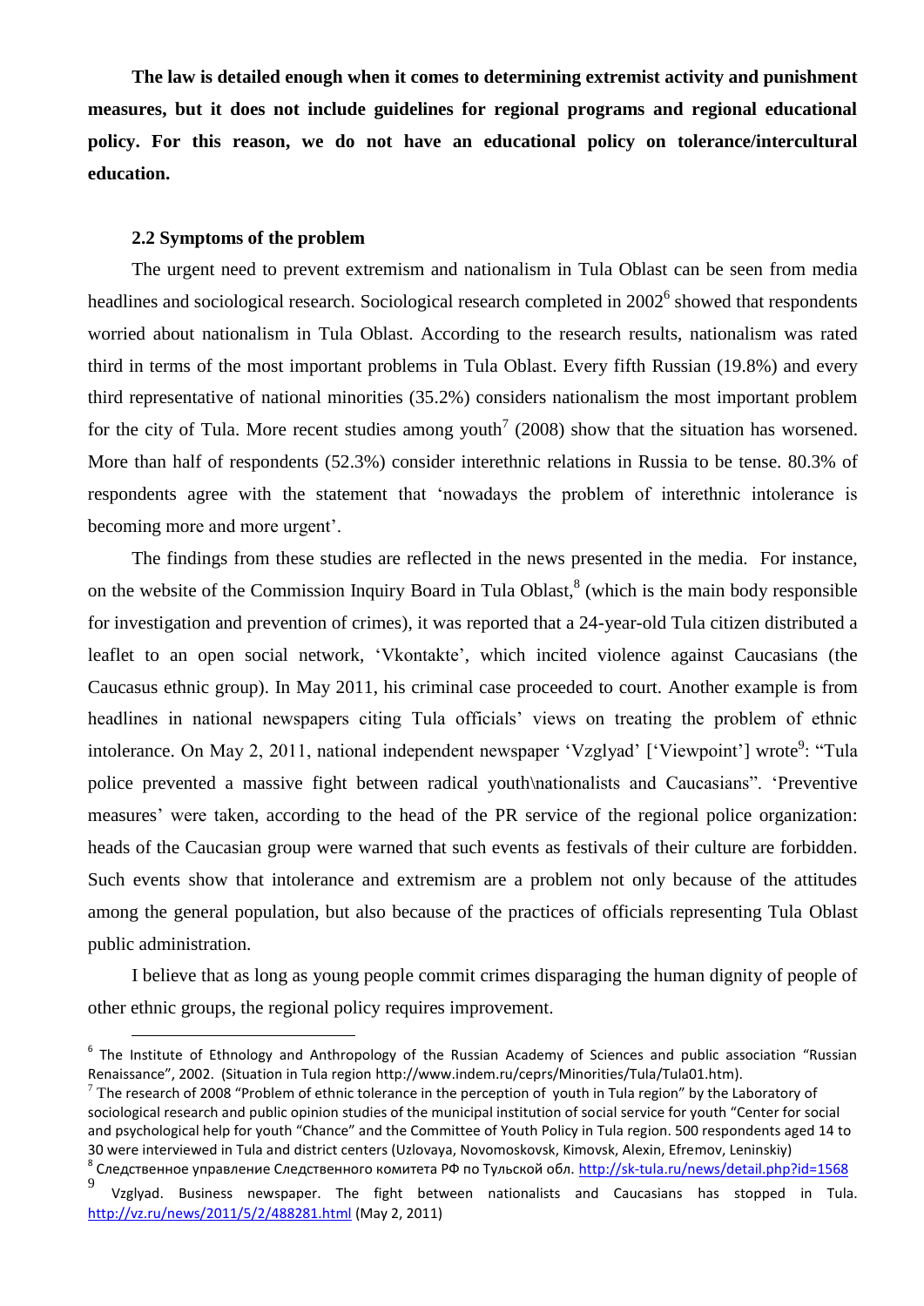**The law is detailed enough when it comes to determining extremist activity and punishment measures, but it does not include guidelines for regional programs and regional educational policy. For this reason, we do not have an educational policy on tolerance/intercultural education.**

### 2.2 Symptoms of the problem

The urgent need to prevent extremism and nationalism in Tula Oblast can be seen from media headlines and sociological research. Sociological research completed in 2002[6] showed that respondents worried about nationalism in Tula Oblast. According to the research results, nationalism was rated third in terms of the most important problems in Tula Oblast. Every fifth Russian (19.8%) and every third representative of national minorities (35.2%) considers nationalism the most important problem for the city of Tula. More recent studies among youth[7] (2008) show that the situation has worsened. More than half of respondents (52.3%) consider interethnic relations in Russia to be tense. 80.3% of respondents agree with the statement that 'nowadays the problem of interethnic intolerance is becoming more and more urgent'.

The findings from these studies are reflected in the news presented in the media. For instance, on the website of the Commission Inquiry Board in Tula Oblast,[8] (which is the main body responsible for investigation and prevention of crimes), it was reported that a 24-year-old Tula citizen distributed a leaflet to an open social network, 'Vkontakte', which incited violence against Caucasians (the Caucasus ethnic group). In May 2011, his criminal case proceeded to court. Another example is from headlines in national newspapers citing Tula officials' views on treating the problem of ethnic intolerance. On May 2, 2011, national independent newspaper 'Vzglyad' ['Viewpoint'] wrote[9]: "Tula police prevented a massive fight between radical youth\nationalists and Caucasians". 'Preventive measures' were taken, according to the head of the PR service of the regional police organization: heads of the Caucasian group were warned that such events as festivals of their culture are forbidden. Such events show that intolerance and extremism are a problem not only because of the attitudes among the general population, but also because of the practices of officials representing Tula Oblast public administration.

I believe that as long as young people commit crimes disparaging the human dignity of people of other ethnic groups, the regional policy requires improvement.

---

[6] The Institute of Ethnology and Anthropology of the Russian Academy of Sciences and public association "Russian Renaissance", 2002. (Situation in Tula region http://www.indem.ru/ceprs/Minorities/Tula/Tula01.htm).

[7] The research of 2008 "Problem of ethnic tolerance in the perception of youth in Tula region" by the Laboratory of sociological research and public opinion studies of the municipal institution of social service for youth "Center for social and psychological help for youth "Chance" and the Committee of Youth Policy in Tula region. 500 respondents aged 14 to 30 were interviewed in Tula and district centers (Uzlovaya, Novomoskovsk, Kimovsk, Alexin, Efremov, Leninskiy)

[8] Следственное управление Следственного комитета РФ по Тульской обл. http://sk-tula.ru/news/detail.php?id=1568

[9] Vzglyad. Business newspaper. The fight between nationalists and Caucasians has stopped in Tula. http://vz.ru/news/2011/5/2/488281.html (May 2, 2011)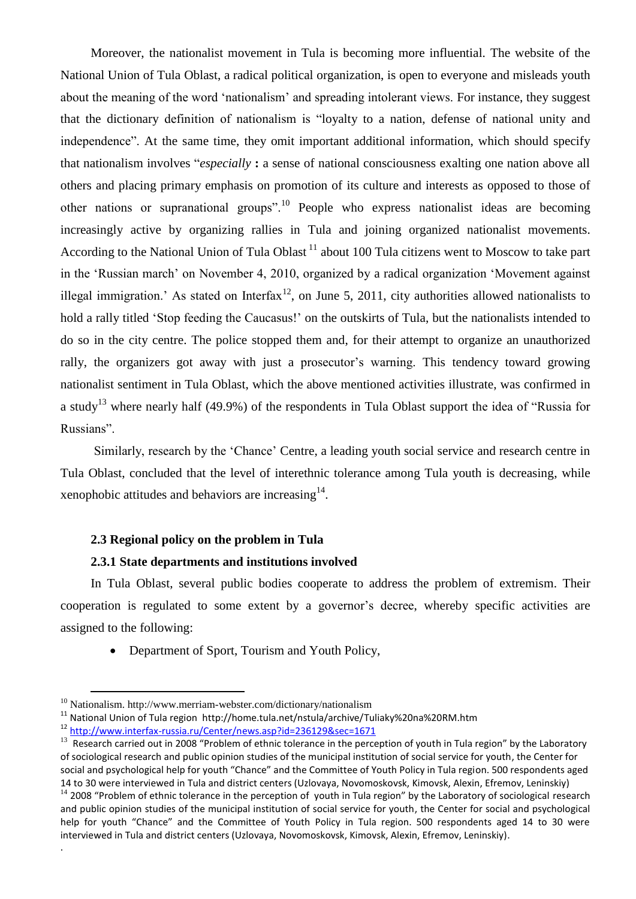Moreover, the nationalist movement in Tula is becoming more influential. The website of the National Union of Tula Oblast, a radical political organization, is open to everyone and misleads youth about the meaning of the word 'nationalism' and spreading intolerant views. For instance, they suggest that the dictionary definition of nationalism is "loyalty to a nation, defense of national unity and independence". At the same time, they omit important additional information, which should specify that nationalism involves "*especially* **:** a sense of national consciousness exalting one nation above all others and placing primary emphasis on promotion of its culture and interests as opposed to those of other nations or supranational groups".[10] People who express nationalist ideas are becoming increasingly active by organizing rallies in Tula and joining organized nationalist movements. According to the National Union of Tula Oblast [11] about 100 Tula citizens went to Moscow to take part in the 'Russian march' on November 4, 2010, organized by a radical organization 'Movement against illegal immigration.' As stated on Interfax[12], on June 5, 2011, city authorities allowed nationalists to hold a rally titled 'Stop feeding the Caucasus!' on the outskirts of Tula, but the nationalists intended to do so in the city centre. The police stopped them and, for their attempt to organize an unauthorized rally, the organizers got away with just a prosecutor's warning. This tendency toward growing nationalist sentiment in Tula Oblast, which the above mentioned activities illustrate, was confirmed in a study[13] where nearly half (49.9%) of the respondents in Tula Oblast support the idea of "Russia for Russians".

Similarly, research by the 'Chance' Centre, a leading youth social service and research centre in Tula Oblast, concluded that the level of interethnic tolerance among Tula youth is decreasing, while xenophobic attitudes and behaviors are increasing[14].

### 2.3 Regional policy on the problem in Tula

#### 2.3.1 State departments and institutions involved

In Tula Oblast, several public bodies cooperate to address the problem of extremism. Their cooperation is regulated to some extent by a governor's decree, whereby specific activities are assigned to the following:

- Department of Sport, Tourism and Youth Policy,

---

[10] Nationalism. http://www.merriam-webster.com/dictionary/nationalism

[11] National Union of Tula region http://home.tula.net/nstula/archive/Tuliaky%20na%20RM.htm

[12] http://www.interfax-russia.ru/Center/news.asp?id=236129&sec=1671

[13] Research carried out in 2008 "Problem of ethnic tolerance in the perception of youth in Tula region" by the Laboratory of sociological research and public opinion studies of the municipal institution of social service for youth, the Center for social and psychological help for youth "Chance" and the Committee of Youth Policy in Tula region. 500 respondents aged 14 to 30 were interviewed in Tula and district centers (Uzlovaya, Novomoskovsk, Kimovsk, Alexin, Efremov, Leninskiy)

[14] 2008 "Problem of ethnic tolerance in the perception of youth in Tula region" by the Laboratory of sociological research and public opinion studies of the municipal institution of social service for youth, the Center for social and psychological help for youth "Chance" and the Committee of Youth Policy in Tula region. 500 respondents aged 14 to 30 were interviewed in Tula and district centers (Uzlovaya, Novomoskovsk, Kimovsk, Alexin, Efremov, Leninskiy).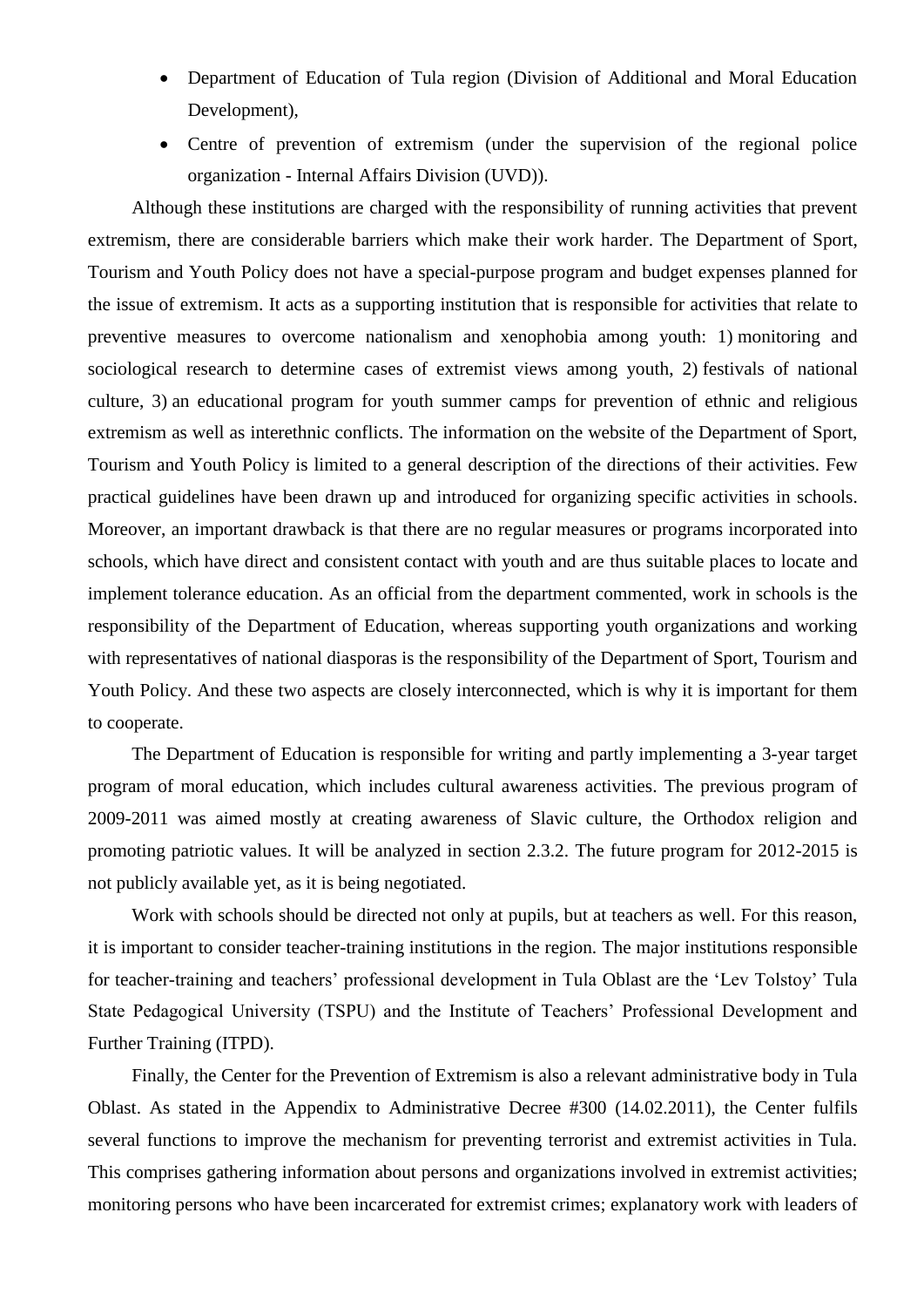- Department of Education of Tula region (Division of Additional and Moral Education Development),
- Centre of prevention of extremism (under the supervision of the regional police organization - Internal Affairs Division (UVD)).

Although these institutions are charged with the responsibility of running activities that prevent extremism, there are considerable barriers which make their work harder. The Department of Sport, Tourism and Youth Policy does not have a special-purpose program and budget expenses planned for the issue of extremism. It acts as a supporting institution that is responsible for activities that relate to preventive measures to overcome nationalism and xenophobia among youth: 1) monitoring and sociological research to determine cases of extremist views among youth, 2) festivals of national culture, 3) an educational program for youth summer camps for prevention of ethnic and religious extremism as well as interethnic conflicts. The information on the website of the Department of Sport, Tourism and Youth Policy is limited to a general description of the directions of their activities. Few practical guidelines have been drawn up and introduced for organizing specific activities in schools. Moreover, an important drawback is that there are no regular measures or programs incorporated into schools, which have direct and consistent contact with youth and are thus suitable places to locate and implement tolerance education. As an official from the department commented, work in schools is the responsibility of the Department of Education, whereas supporting youth organizations and working with representatives of national diasporas is the responsibility of the Department of Sport, Tourism and Youth Policy. And these two aspects are closely interconnected, which is why it is important for them to cooperate.

The Department of Education is responsible for writing and partly implementing a 3-year target program of moral education, which includes cultural awareness activities. The previous program of 2009-2011 was aimed mostly at creating awareness of Slavic culture, the Orthodox religion and promoting patriotic values. It will be analyzed in section 2.3.2. The future program for 2012-2015 is not publicly available yet, as it is being negotiated.

Work with schools should be directed not only at pupils, but at teachers as well. For this reason, it is important to consider teacher-training institutions in the region. The major institutions responsible for teacher-training and teachers' professional development in Tula Oblast are the 'Lev Tolstoy' Tula State Pedagogical University (TSPU) and the Institute of Teachers' Professional Development and Further Training (ITPD).

Finally, the Center for the Prevention of Extremism is also a relevant administrative body in Tula Oblast. As stated in the Appendix to Administrative Decree #300 (14.02.2011), the Center fulfils several functions to improve the mechanism for preventing terrorist and extremist activities in Tula. This comprises gathering information about persons and organizations involved in extremist activities; monitoring persons who have been incarcerated for extremist crimes; explanatory work with leaders of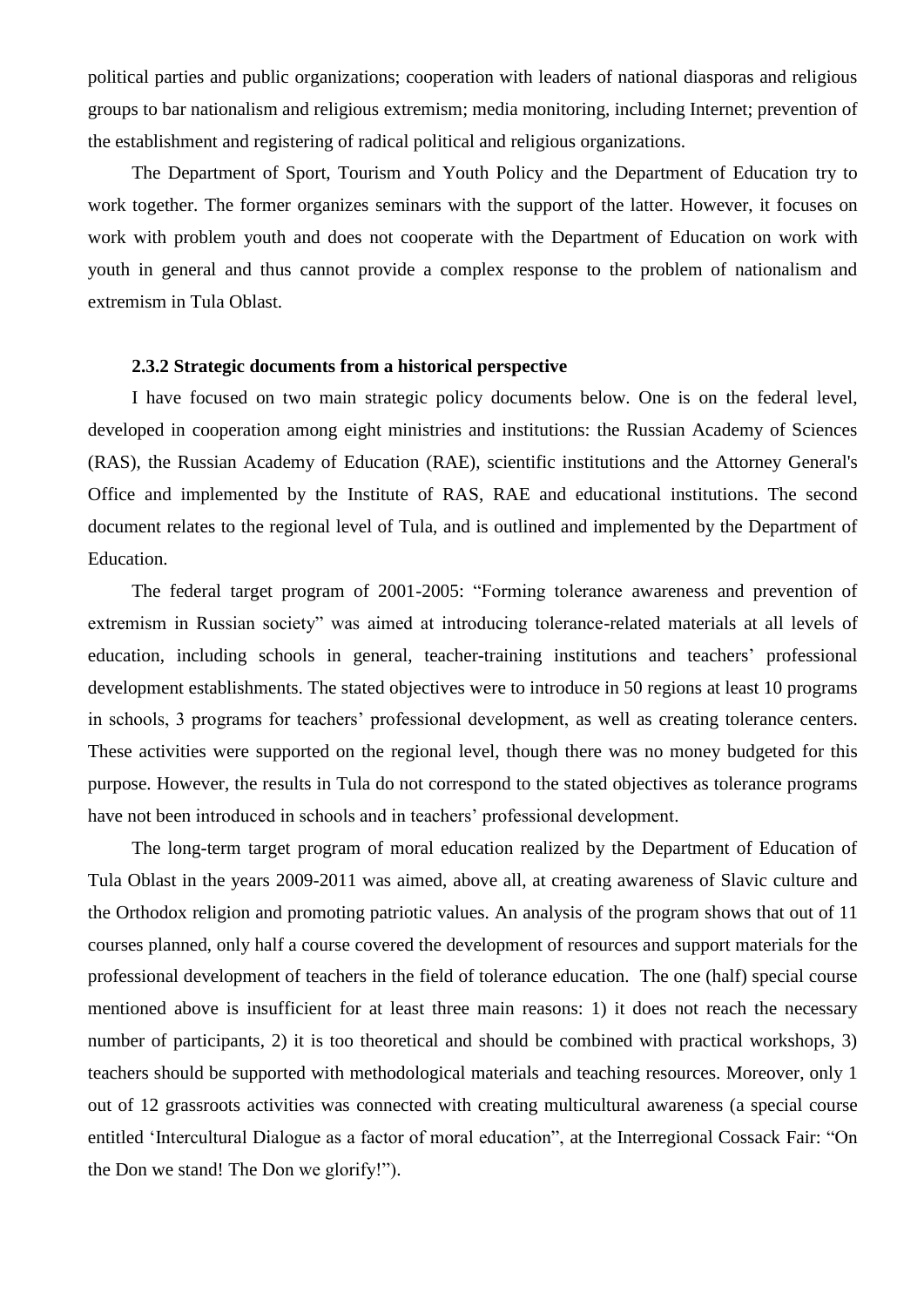political parties and public organizations; cooperation with leaders of national diasporas and religious groups to bar nationalism and religious extremism; media monitoring, including Internet; prevention of the establishment and registering of radical political and religious organizations.

The Department of Sport, Tourism and Youth Policy and the Department of Education try to work together. The former organizes seminars with the support of the latter. However, it focuses on work with problem youth and does not cooperate with the Department of Education on work with youth in general and thus cannot provide a complex response to the problem of nationalism and extremism in Tula Oblast.

### 2.3.2 Strategic documents from a historical perspective

I have focused on two main strategic policy documents below. One is on the federal level, developed in cooperation among eight ministries and institutions: the Russian Academy of Sciences (RAS), the Russian Academy of Education (RAE), scientific institutions and the Attorney General's Office and implemented by the Institute of RAS, RAE and educational institutions. The second document relates to the regional level of Tula, and is outlined and implemented by the Department of Education.

The federal target program of 2001-2005: "Forming tolerance awareness and prevention of extremism in Russian society" was aimed at introducing tolerance-related materials at all levels of education, including schools in general, teacher-training institutions and teachers' professional development establishments. The stated objectives were to introduce in 50 regions at least 10 programs in schools, 3 programs for teachers' professional development, as well as creating tolerance centers. These activities were supported on the regional level, though there was no money budgeted for this purpose. However, the results in Tula do not correspond to the stated objectives as tolerance programs have not been introduced in schools and in teachers' professional development.

The long-term target program of moral education realized by the Department of Education of Tula Oblast in the years 2009-2011 was aimed, above all, at creating awareness of Slavic culture and the Orthodox religion and promoting patriotic values. An analysis of the program shows that out of 11 courses planned, only half a course covered the development of resources and support materials for the professional development of teachers in the field of tolerance education. The one (half) special course mentioned above is insufficient for at least three main reasons: 1) it does not reach the necessary number of participants, 2) it is too theoretical and should be combined with practical workshops, 3) teachers should be supported with methodological materials and teaching resources. Moreover, only 1 out of 12 grassroots activities was connected with creating multicultural awareness (a special course entitled 'Intercultural Dialogue as a factor of moral education", at the Interregional Cossack Fair: "On the Don we stand! The Don we glorify!").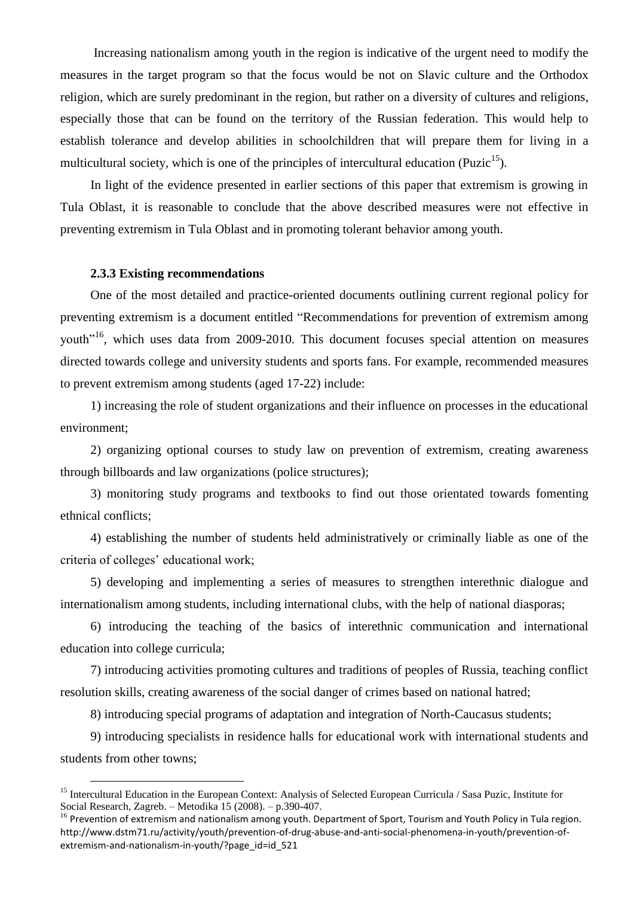Increasing nationalism among youth in the region is indicative of the urgent need to modify the measures in the target program so that the focus would be not on Slavic culture and the Orthodox religion, which are surely predominant in the region, but rather on a diversity of cultures and religions, especially those that can be found on the territory of the Russian federation. This would help to establish tolerance and develop abilities in schoolchildren that will prepare them for living in a multicultural society, which is one of the principles of intercultural education (Puzic[15]).

In light of the evidence presented in earlier sections of this paper that extremism is growing in Tula Oblast, it is reasonable to conclude that the above described measures were not effective in preventing extremism in Tula Oblast and in promoting tolerant behavior among youth.

### 2.3.3 Existing recommendations

One of the most detailed and practice-oriented documents outlining current regional policy for preventing extremism is a document entitled "Recommendations for prevention of extremism among youth"[16], which uses data from 2009-2010. This document focuses special attention on measures directed towards college and university students and sports fans. For example, recommended measures to prevent extremism among students (aged 17-22) include:

1) increasing the role of student organizations and their influence on processes in the educational environment;

2) organizing optional courses to study law on prevention of extremism, creating awareness through billboards and law organizations (police structures);

3) monitoring study programs and textbooks to find out those orientated towards fomenting ethnical conflicts;

4) establishing the number of students held administratively or criminally liable as one of the criteria of colleges' educational work;

5) developing and implementing a series of measures to strengthen interethnic dialogue and internationalism among students, including international clubs, with the help of national diasporas;

6) introducing the teaching of the basics of interethnic communication and international education into college curricula;

7) introducing activities promoting cultures and traditions of peoples of Russia, teaching conflict resolution skills, creating awareness of the social danger of crimes based on national hatred;

8) introducing special programs of adaptation and integration of North-Caucasus students;

9) introducing specialists in residence halls for educational work with international students and students from other towns;

---

[15] Intercultural Education in the European Context: Analysis of Selected European Curricula / Sasa Puzic, Institute for Social Research, Zagreb. – Metodika 15 (2008). – p.390-407.

[16] Prevention of extremism and nationalism among youth. Department of Sport, Tourism and Youth Policy in Tula region. http://www.dstm71.ru/activity/youth/prevention-of-drug-abuse-and-anti-social-phenomena-in-youth/prevention-of-extremism-and-nationalism-in-youth/?page_id=id_521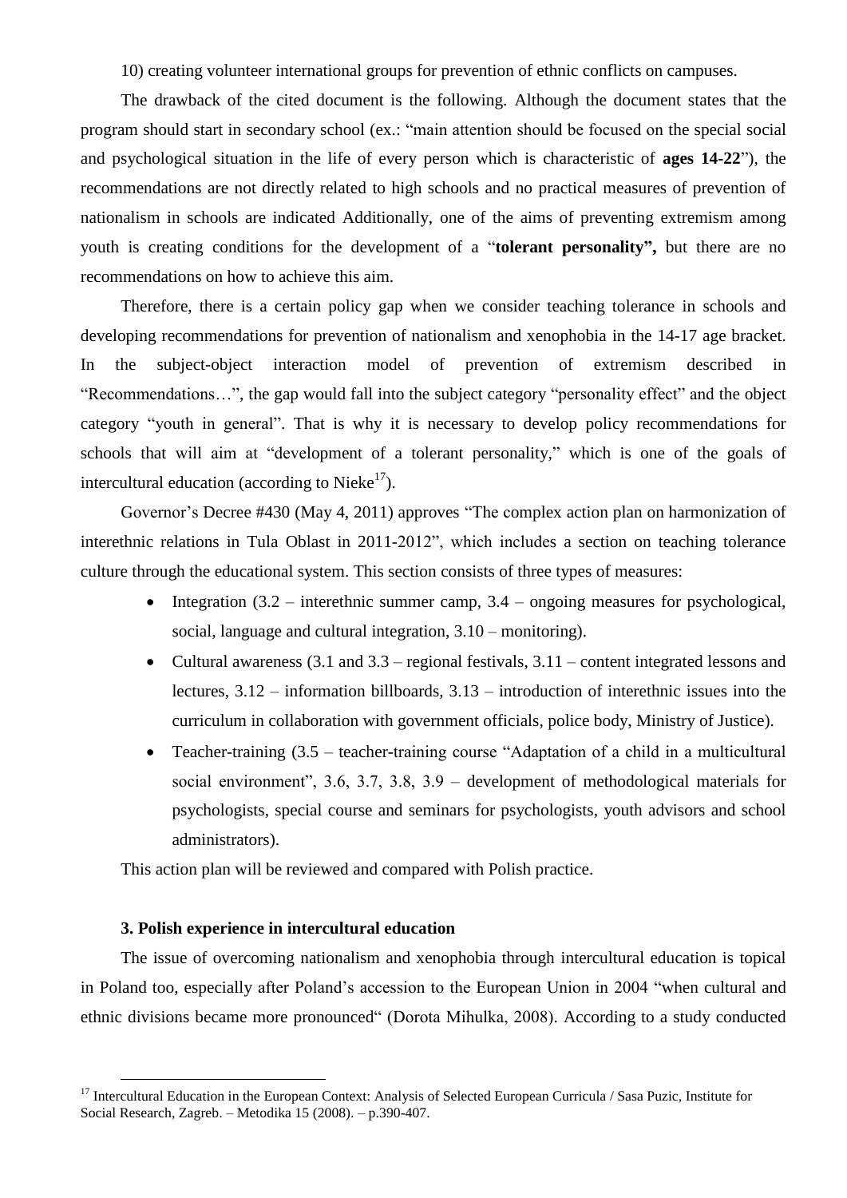10) creating volunteer international groups for prevention of ethnic conflicts on campuses.

The drawback of the cited document is the following. Although the document states that the program should start in secondary school (ex.: "main attention should be focused on the special social and psychological situation in the life of every person which is characteristic of **ages 14-22**"), the recommendations are not directly related to high schools and no practical measures of prevention of nationalism in schools are indicated Additionally, one of the aims of preventing extremism among youth is creating conditions for the development of a "**tolerant personality",** but there are no recommendations on how to achieve this aim.

Therefore, there is a certain policy gap when we consider teaching tolerance in schools and developing recommendations for prevention of nationalism and xenophobia in the 14-17 age bracket. In the subject-object interaction model of prevention of extremism described in "Recommendations…", the gap would fall into the subject category "personality effect" and the object category "youth in general". That is why it is necessary to develop policy recommendations for schools that will aim at "development of a tolerant personality," which is one of the goals of intercultural education (according to Nieke[17]).

Governor's Decree #430 (May 4, 2011) approves "The complex action plan on harmonization of interethnic relations in Tula Oblast in 2011-2012", which includes a section on teaching tolerance culture through the educational system. This section consists of three types of measures:

- Integration (3.2 – interethnic summer camp, 3.4 – ongoing measures for psychological, social, language and cultural integration, 3.10 – monitoring).
- Cultural awareness (3.1 and 3.3 – regional festivals, 3.11 – content integrated lessons and lectures, 3.12 – information billboards, 3.13 – introduction of interethnic issues into the curriculum in collaboration with government officials, police body, Ministry of Justice).
- Teacher-training (3.5 – teacher-training course "Adaptation of a child in a multicultural social environment", 3.6, 3.7, 3.8, 3.9 – development of methodological materials for psychologists, special course and seminars for psychologists, youth advisors and school administrators).

This action plan will be reviewed and compared with Polish practice.

### 3. Polish experience in intercultural education

The issue of overcoming nationalism and xenophobia through intercultural education is topical in Poland too, especially after Poland's accession to the European Union in 2004 "when cultural and ethnic divisions became more pronounced" (Dorota Mihulka, 2008). According to a study conducted

---

[17] Intercultural Education in the European Context: Analysis of Selected European Curricula / Sasa Puzic, Institute for Social Research, Zagreb. – Metodika 15 (2008). – p.390-407.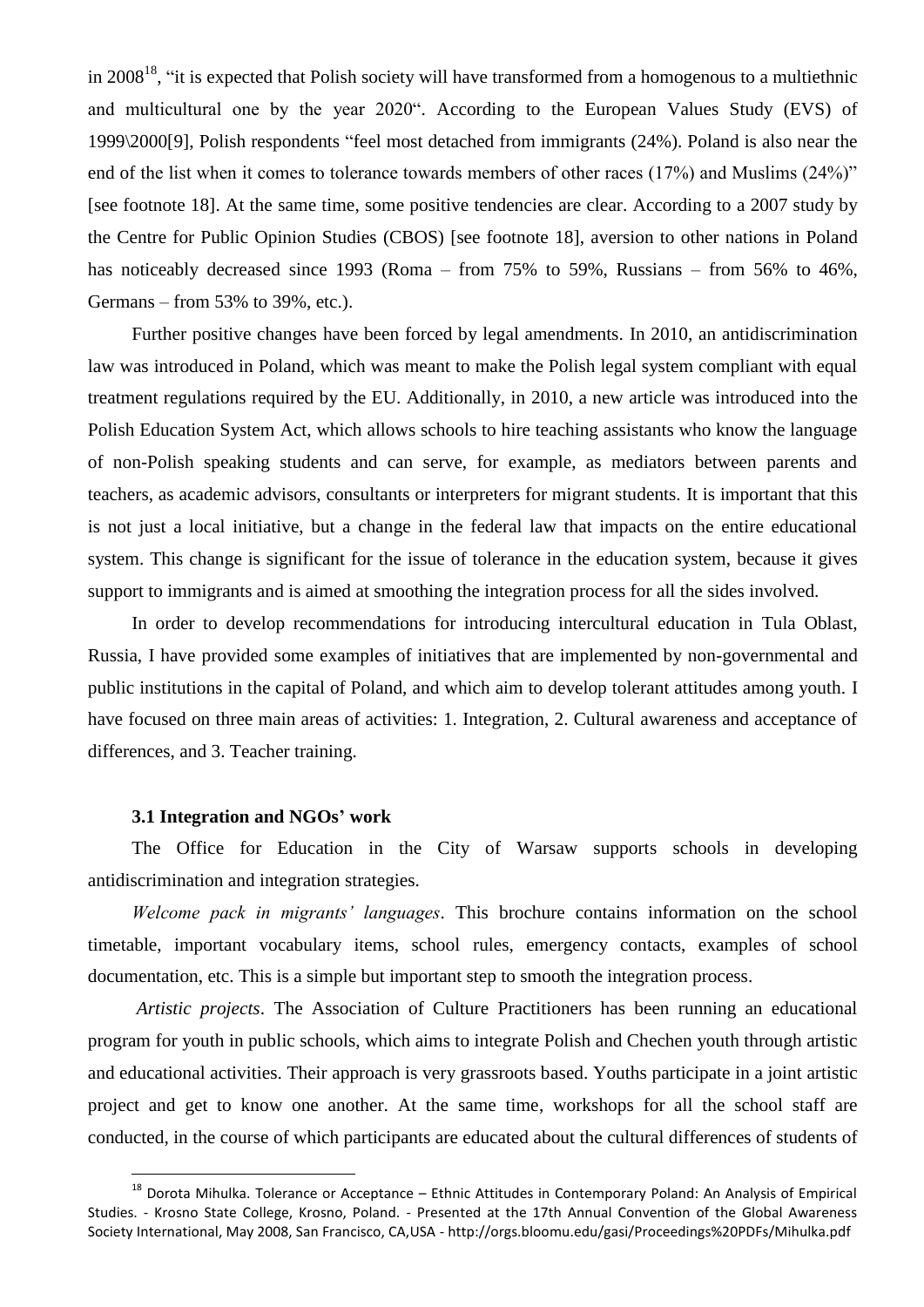in 2008[18], "it is expected that Polish society will have transformed from a homogenous to a multiethnic and multicultural one by the year 2020". According to the European Values Study (EVS) of 1999\2000[9], Polish respondents "feel most detached from immigrants (24%). Poland is also near the end of the list when it comes to tolerance towards members of other races (17%) and Muslims (24%)" [see footnote 18]. At the same time, some positive tendencies are clear. According to a 2007 study by the Centre for Public Opinion Studies (CBOS) [see footnote 18], aversion to other nations in Poland has noticeably decreased since 1993 (Roma – from 75% to 59%, Russians – from 56% to 46%, Germans – from 53% to 39%, etc.).

Further positive changes have been forced by legal amendments. In 2010, an antidiscrimination law was introduced in Poland, which was meant to make the Polish legal system compliant with equal treatment regulations required by the EU. Additionally, in 2010, a new article was introduced into the Polish Education System Act, which allows schools to hire teaching assistants who know the language of non-Polish speaking students and can serve, for example, as mediators between parents and teachers, as academic advisors, consultants or interpreters for migrant students. It is important that this is not just a local initiative, but a change in the federal law that impacts on the entire educational system. This change is significant for the issue of tolerance in the education system, because it gives support to immigrants and is aimed at smoothing the integration process for all the sides involved.

In order to develop recommendations for introducing intercultural education in Tula Oblast, Russia, I have provided some examples of initiatives that are implemented by non-governmental and public institutions in the capital of Poland, and which aim to develop tolerant attitudes among youth. I have focused on three main areas of activities: 1. Integration, 2. Cultural awareness and acceptance of differences, and 3. Teacher training.

### 3.1 Integration and NGOs' work

The Office for Education in the City of Warsaw supports schools in developing antidiscrimination and integration strategies.

*Welcome pack in migrants' languages*. This brochure contains information on the school timetable, important vocabulary items, school rules, emergency contacts, examples of school documentation, etc. This is a simple but important step to smooth the integration process.

*Artistic projects*. The Association of Culture Practitioners has been running an educational program for youth in public schools, which aims to integrate Polish and Chechen youth through artistic and educational activities. Their approach is very grassroots based. Youths participate in a joint artistic project and get to know one another. At the same time, workshops for all the school staff are conducted, in the course of which participants are educated about the cultural differences of students of

[18] Dorota Mihulka. Tolerance or Acceptance – Ethnic Attitudes in Contemporary Poland: An Analysis of Empirical Studies. - Krosno State College, Krosno, Poland. - Presented at the 17th Annual Convention of the Global Awareness Society International, May 2008, San Francisco, CA,USA - http://orgs.bloomu.edu/gasi/Proceedings%20PDFs/Mihulka.pdf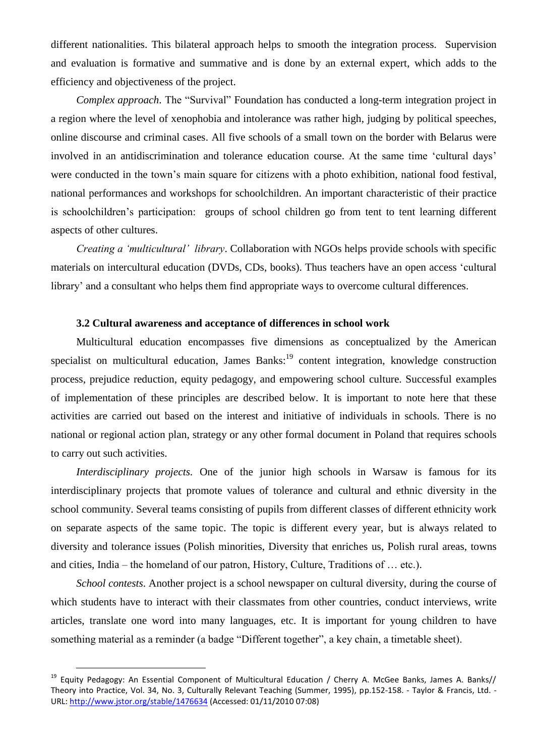different nationalities. This bilateral approach helps to smooth the integration process. Supervision and evaluation is formative and summative and is done by an external expert, which adds to the efficiency and objectiveness of the project.

*Complex approach*. The "Survival" Foundation has conducted a long-term integration project in a region where the level of xenophobia and intolerance was rather high, judging by political speeches, online discourse and criminal cases. All five schools of a small town on the border with Belarus were involved in an antidiscrimination and tolerance education course. At the same time 'cultural days' were conducted in the town's main square for citizens with a photo exhibition, national food festival, national performances and workshops for schoolchildren. An important characteristic of their practice is schoolchildren's participation: groups of school children go from tent to tent learning different aspects of other cultures.

*Creating a 'multicultural' library*. Collaboration with NGOs helps provide schools with specific materials on intercultural education (DVDs, CDs, books). Thus teachers have an open access 'cultural library' and a consultant who helps them find appropriate ways to overcome cultural differences.

### 3.2 Cultural awareness and acceptance of differences in school work

Multicultural education encompasses five dimensions as conceptualized by the American specialist on multicultural education, James Banks:[19] content integration, knowledge construction process, prejudice reduction, equity pedagogy, and empowering school culture. Successful examples of implementation of these principles are described below. It is important to note here that these activities are carried out based on the interest and initiative of individuals in schools. There is no national or regional action plan, strategy or any other formal document in Poland that requires schools to carry out such activities.

*Interdisciplinary projects*. One of the junior high schools in Warsaw is famous for its interdisciplinary projects that promote values of tolerance and cultural and ethnic diversity in the school community. Several teams consisting of pupils from different classes of different ethnicity work on separate aspects of the same topic. The topic is different every year, but is always related to diversity and tolerance issues (Polish minorities, Diversity that enriches us, Polish rural areas, towns and cities, India – the homeland of our patron, History, Culture, Traditions of … etc.).

*School contests*. Another project is a school newspaper on cultural diversity, during the course of which students have to interact with their classmates from other countries, conduct interviews, write articles, translate one word into many languages, etc. It is important for young children to have something material as a reminder (a badge "Different together", a key chain, a timetable sheet).

---

[19] Equity Pedagogy: An Essential Component of Multicultural Education / Cherry A. McGee Banks, James A. Banks// Theory into Practice, Vol. 34, No. 3, Culturally Relevant Teaching (Summer, 1995), pp.152-158. - Taylor & Francis, Ltd. - URL: http://www.jstor.org/stable/1476634 (Accessed: 01/11/2010 07:08)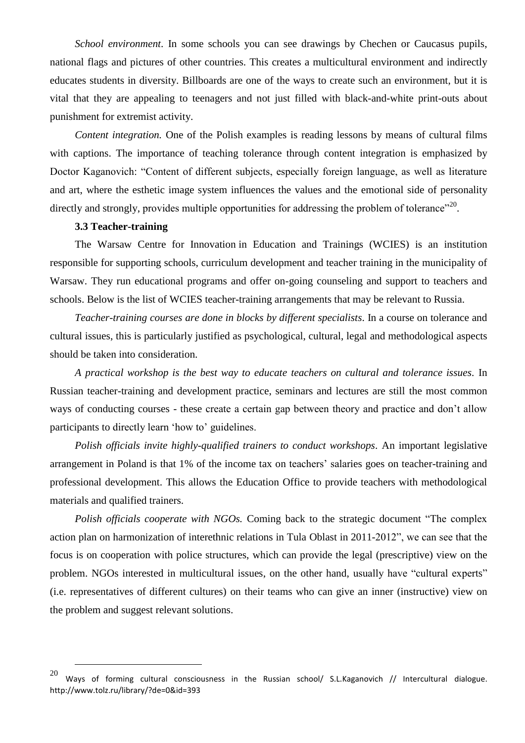*School environment*. In some schools you can see drawings by Chechen or Caucasus pupils, national flags and pictures of other countries. This creates a multicultural environment and indirectly educates students in diversity. Billboards are one of the ways to create such an environment, but it is vital that they are appealing to teenagers and not just filled with black-and-white print-outs about punishment for extremist activity.

*Content integration.* One of the Polish examples is reading lessons by means of cultural films with captions. The importance of teaching tolerance through content integration is emphasized by Doctor Kaganovich: "Content of different subjects, especially foreign language, as well as literature and art, where the esthetic image system influences the values and the emotional side of personality directly and strongly, provides multiple opportunities for addressing the problem of tolerance"[20].

### 3.3 Teacher-training

The Warsaw Centre for Innovation in Education and Trainings (WCIES) is an institution responsible for supporting schools, curriculum development and teacher training in the municipality of Warsaw. They run educational programs and offer on-going counseling and support to teachers and schools. Below is the list of WCIES teacher-training arrangements that may be relevant to Russia.

*Teacher-training courses are done in blocks by different specialists*. In a course on tolerance and cultural issues, this is particularly justified as psychological, cultural, legal and methodological aspects should be taken into consideration.

*A practical workshop is the best way to educate teachers on cultural and tolerance issues*. In Russian teacher-training and development practice, seminars and lectures are still the most common ways of conducting courses - these create a certain gap between theory and practice and don't allow participants to directly learn 'how to' guidelines.

*Polish officials invite highly-qualified trainers to conduct workshops*. An important legislative arrangement in Poland is that 1% of the income tax on teachers' salaries goes on teacher-training and professional development. This allows the Education Office to provide teachers with methodological materials and qualified trainers.

*Polish officials cooperate with NGOs.* Coming back to the strategic document "The complex action plan on harmonization of interethnic relations in Tula Oblast in 2011-2012", we can see that the focus is on cooperation with police structures, which can provide the legal (prescriptive) view on the problem. NGOs interested in multicultural issues, on the other hand, usually have "cultural experts" (i.e. representatives of different cultures) on their teams who can give an inner (instructive) view on the problem and suggest relevant solutions.

[20] Ways of forming cultural consciousness in the Russian school/ S.L.Kaganovich // Intercultural dialogue. http://www.tolz.ru/library/?de=0&id=393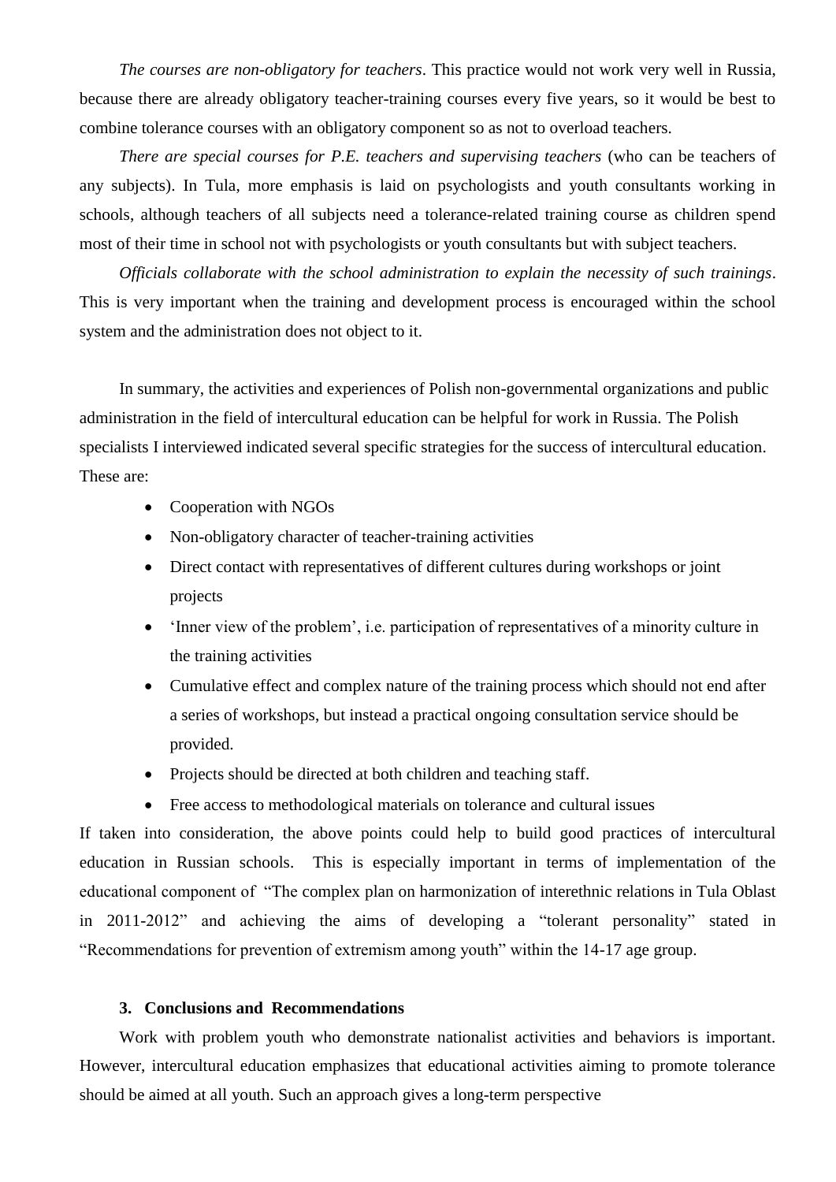*The courses are non-obligatory for teachers*. This practice would not work very well in Russia, because there are already obligatory teacher-training courses every five years, so it would be best to combine tolerance courses with an obligatory component so as not to overload teachers.

*There are special courses for P.E. teachers and supervising teachers* (who can be teachers of any subjects). In Tula, more emphasis is laid on psychologists and youth consultants working in schools, although teachers of all subjects need a tolerance-related training course as children spend most of their time in school not with psychologists or youth consultants but with subject teachers.

*Officials collaborate with the school administration to explain the necessity of such trainings*. This is very important when the training and development process is encouraged within the school system and the administration does not object to it.

In summary, the activities and experiences of Polish non-governmental organizations and public administration in the field of intercultural education can be helpful for work in Russia. The Polish specialists I interviewed indicated several specific strategies for the success of intercultural education. These are:

- Cooperation with NGOs
- Non-obligatory character of teacher-training activities
- Direct contact with representatives of different cultures during workshops or joint projects
- 'Inner view of the problem', i.e. participation of representatives of a minority culture in the training activities
- Cumulative effect and complex nature of the training process which should not end after a series of workshops, but instead a practical ongoing consultation service should be provided.
- Projects should be directed at both children and teaching staff.
- Free access to methodological materials on tolerance and cultural issues

If taken into consideration, the above points could help to build good practices of intercultural education in Russian schools. This is especially important in terms of implementation of the educational component of "The complex plan on harmonization of interethnic relations in Tula Oblast in 2011-2012" and achieving the aims of developing a "tolerant personality" stated in "Recommendations for prevention of extremism among youth" within the 14-17 age group.

### 3. Conclusions and Recommendations

Work with problem youth who demonstrate nationalist activities and behaviors is important. However, intercultural education emphasizes that educational activities aiming to promote tolerance should be aimed at all youth. Such an approach gives a long-term perspective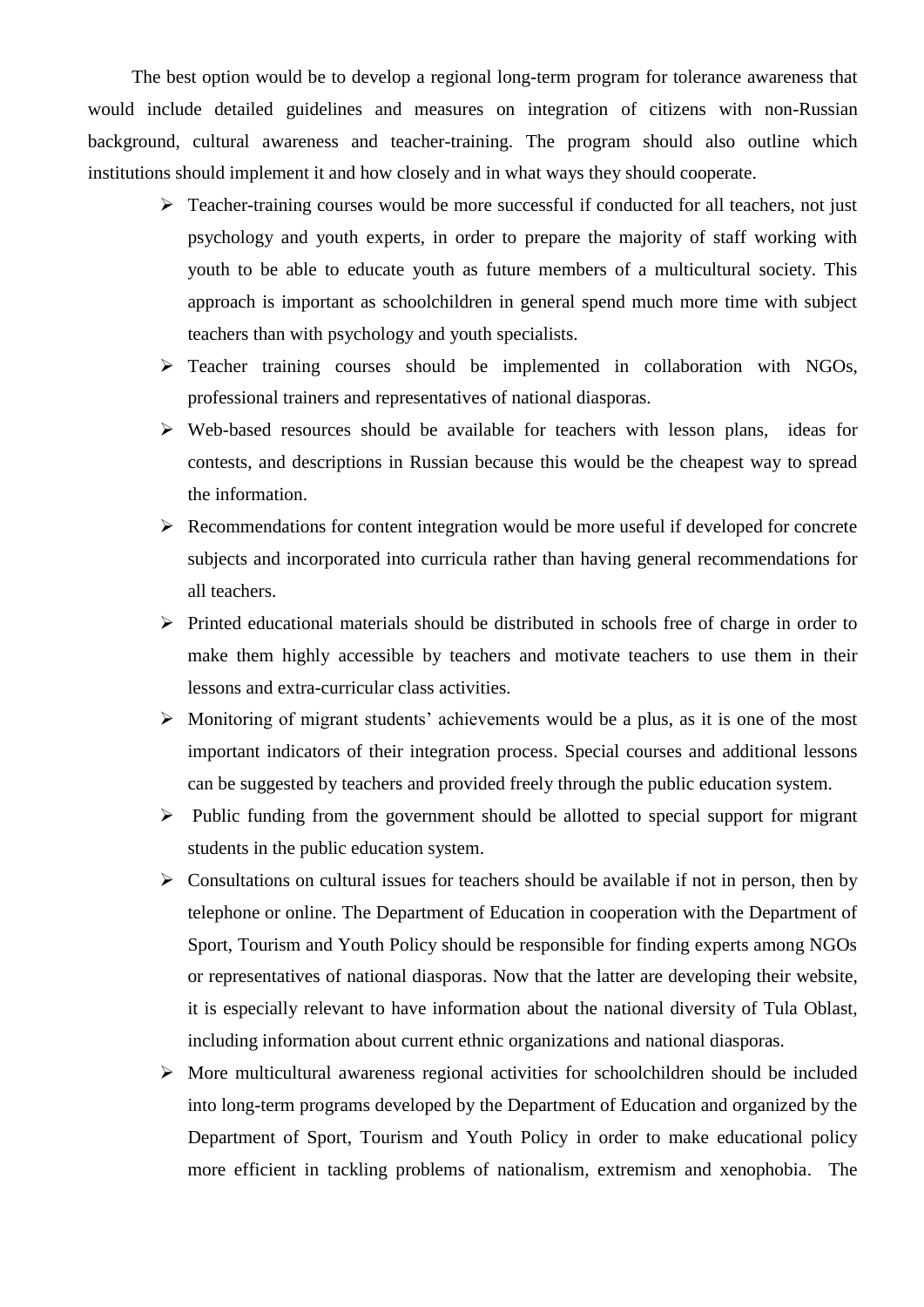The best option would be to develop a regional long-term program for tolerance awareness that would include detailed guidelines and measures on integration of citizens with non-Russian background, cultural awareness and teacher-training. The program should also outline which institutions should implement it and how closely and in what ways they should cooperate.

- Teacher-training courses would be more successful if conducted for all teachers, not just psychology and youth experts, in order to prepare the majority of staff working with youth to be able to educate youth as future members of a multicultural society. This approach is important as schoolchildren in general spend much more time with subject teachers than with psychology and youth specialists.
- Teacher training courses should be implemented in collaboration with NGOs, professional trainers and representatives of national diasporas.
- Web-based resources should be available for teachers with lesson plans, ideas for contests, and descriptions in Russian because this would be the cheapest way to spread the information.
- Recommendations for content integration would be more useful if developed for concrete subjects and incorporated into curricula rather than having general recommendations for all teachers.
- Printed educational materials should be distributed in schools free of charge in order to make them highly accessible by teachers and motivate teachers to use them in their lessons and extra-curricular class activities.
- Monitoring of migrant students' achievements would be a plus, as it is one of the most important indicators of their integration process. Special courses and additional lessons can be suggested by teachers and provided freely through the public education system.
- Public funding from the government should be allotted to special support for migrant students in the public education system.
- Consultations on cultural issues for teachers should be available if not in person, then by telephone or online. The Department of Education in cooperation with the Department of Sport, Tourism and Youth Policy should be responsible for finding experts among NGOs or representatives of national diasporas. Now that the latter are developing their website, it is especially relevant to have information about the national diversity of Tula Oblast, including information about current ethnic organizations and national diasporas.
- More multicultural awareness regional activities for schoolchildren should be included into long-term programs developed by the Department of Education and organized by the Department of Sport, Tourism and Youth Policy in order to make educational policy more efficient in tackling problems of nationalism, extremism and xenophobia. The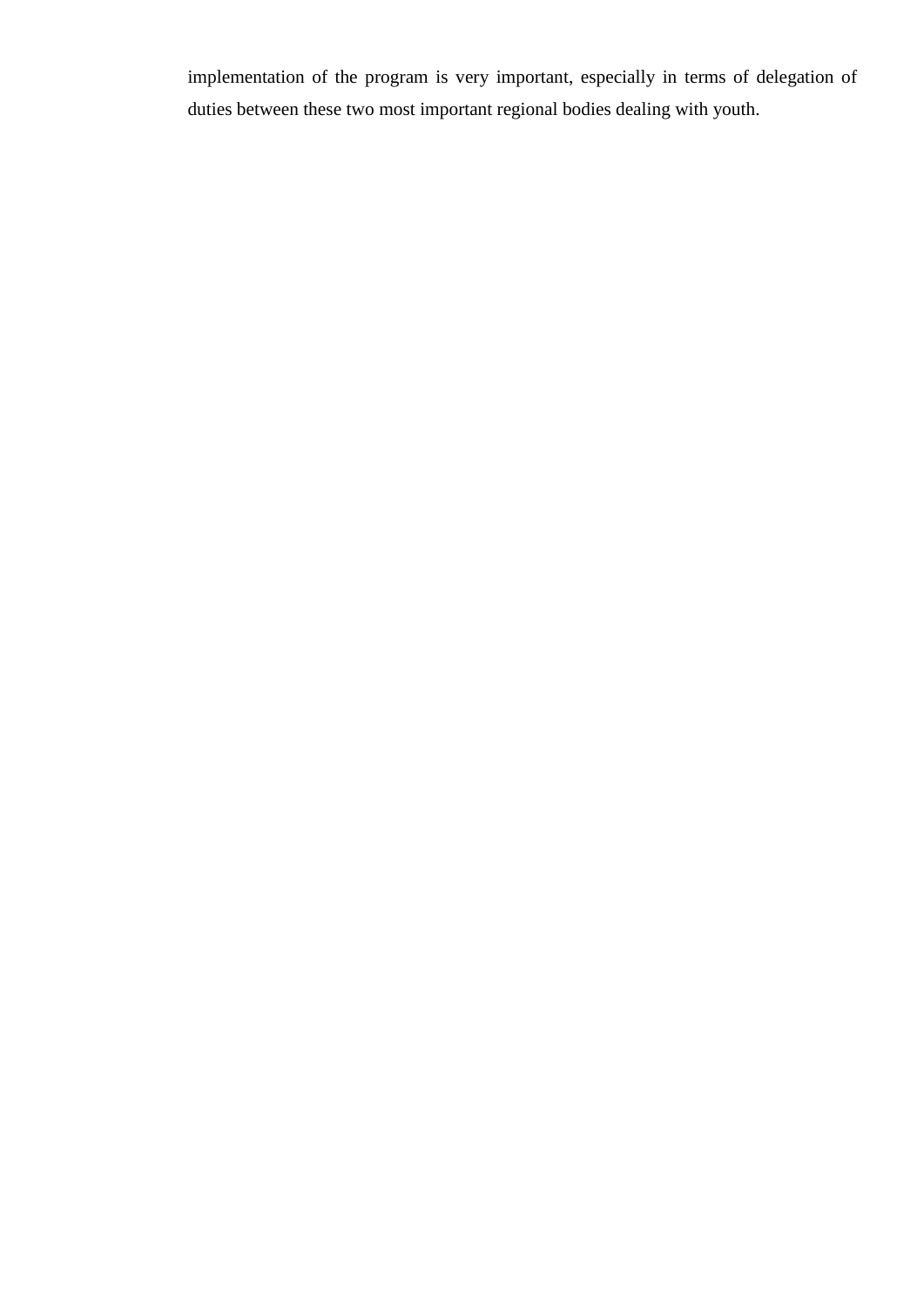implementation of the program is very important, especially in terms of delegation of duties between these two most important regional bodies dealing with youth.